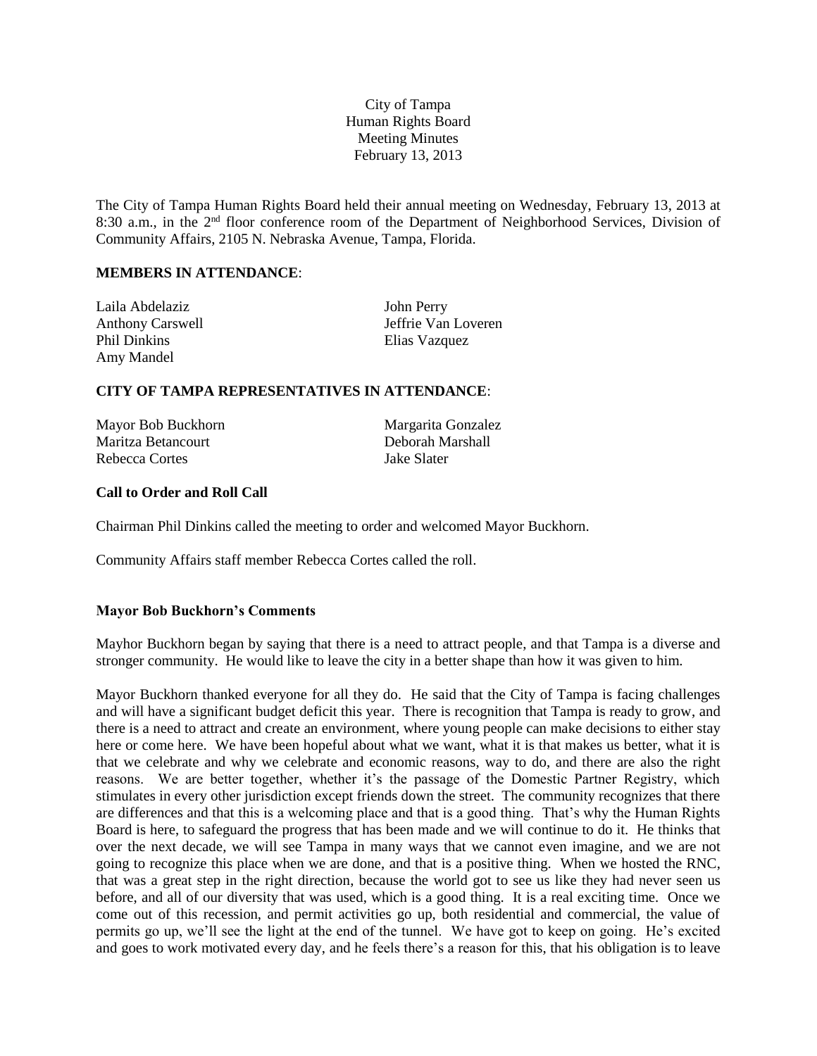City of Tampa
Human Rights Board
Meeting Minutes
February 13, 2013

The City of Tampa Human Rights Board held their annual meeting on Wednesday, February 13, 2013 at 8:30 a.m., in the 2nd floor conference room of the Department of Neighborhood Services, Division of Community Affairs, 2105 N. Nebraska Avenue, Tampa, Florida.

**MEMBERS IN ATTENDANCE**:

Laila Abdelaziz
Anthony Carswell
Phil Dinkins
Amy Mandel
John Perry
Jeffrie Van Loveren
Elias Vazquez

**CITY OF TAMPA REPRESENTATIVES IN ATTENDANCE**:

Mayor Bob Buckhorn
Maritza Betancourt
Rebecca Cortes
Margarita Gonzalez
Deborah Marshall
Jake Slater

**Call to Order and Roll Call**

Chairman Phil Dinkins called the meeting to order and welcomed Mayor Buckhorn.

Community Affairs staff member Rebecca Cortes called the roll.

**Mayor Bob Buckhorn's Comments**

Mayhor Buckhorn began by saying that there is a need to attract people, and that Tampa is a diverse and stronger community. He would like to leave the city in a better shape than how it was given to him.

Mayor Buckhorn thanked everyone for all they do. He said that the City of Tampa is facing challenges and will have a significant budget deficit this year. There is recognition that Tampa is ready to grow, and there is a need to attract and create an environment, where young people can make decisions to either stay here or come here. We have been hopeful about what we want, what it is that makes us better, what it is that we celebrate and why we celebrate and economic reasons, way to do, and there are also the right reasons. We are better together, whether it's the passage of the Domestic Partner Registry, which stimulates in every other jurisdiction except friends down the street. The community recognizes that there are differences and that this is a welcoming place and that is a good thing. That's why the Human Rights Board is here, to safeguard the progress that has been made and we will continue to do it. He thinks that over the next decade, we will see Tampa in many ways that we cannot even imagine, and we are not going to recognize this place when we are done, and that is a positive thing. When we hosted the RNC, that was a great step in the right direction, because the world got to see us like they had never seen us before, and all of our diversity that was used, which is a good thing. It is a real exciting time. Once we come out of this recession, and permit activities go up, both residential and commercial, the value of permits go up, we'll see the light at the end of the tunnel. We have got to keep on going. He's excited and goes to work motivated every day, and he feels there's a reason for this, that his obligation is to leave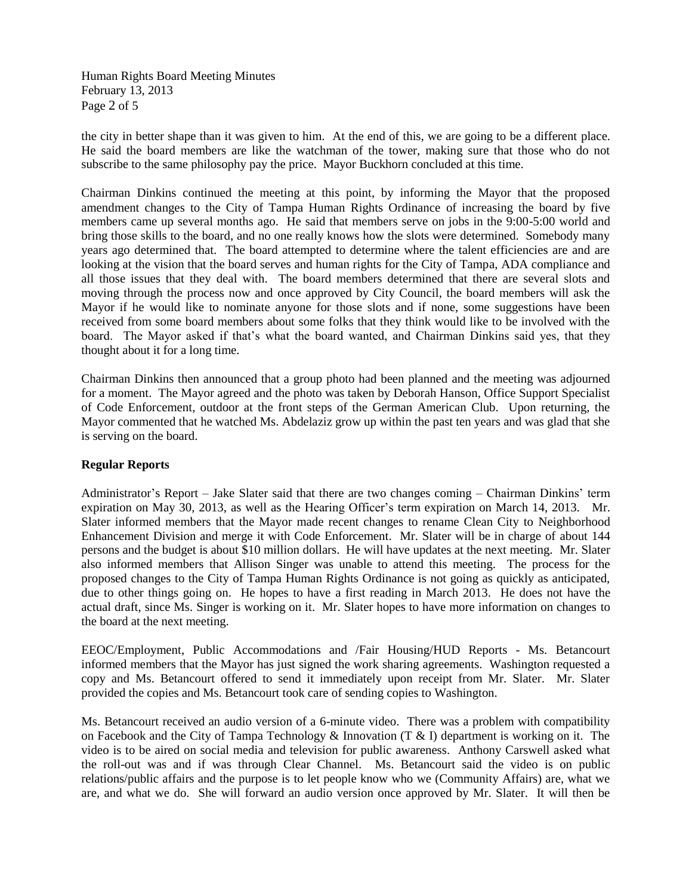the city in better shape than it was given to him. At the end of this, we are going to be a different place. He said the board members are like the watchman of the tower, making sure that those who do not subscribe to the same philosophy pay the price. Mayor Buckhorn concluded at this time.

Chairman Dinkins continued the meeting at this point, by informing the Mayor that the proposed amendment changes to the City of Tampa Human Rights Ordinance of increasing the board by five members came up several months ago. He said that members serve on jobs in the 9:00-5:00 world and bring those skills to the board, and no one really knows how the slots were determined. Somebody many years ago determined that. The board attempted to determine where the talent efficiencies are and are looking at the vision that the board serves and human rights for the City of Tampa, ADA compliance and all those issues that they deal with. The board members determined that there are several slots and moving through the process now and once approved by City Council, the board members will ask the Mayor if he would like to nominate anyone for those slots and if none, some suggestions have been received from some board members about some folks that they think would like to be involved with the board. The Mayor asked if that's what the board wanted, and Chairman Dinkins said yes, that they thought about it for a long time.

Chairman Dinkins then announced that a group photo had been planned and the meeting was adjourned for a moment. The Mayor agreed and the photo was taken by Deborah Hanson, Office Support Specialist of Code Enforcement, outdoor at the front steps of the German American Club. Upon returning, the Mayor commented that he watched Ms. Abdelaziz grow up within the past ten years and was glad that she is serving on the board.

**Regular Reports**

Administrator's Report – Jake Slater said that there are two changes coming – Chairman Dinkins' term expiration on May 30, 2013, as well as the Hearing Officer's term expiration on March 14, 2013. Mr. Slater informed members that the Mayor made recent changes to rename Clean City to Neighborhood Enhancement Division and merge it with Code Enforcement. Mr. Slater will be in charge of about 144 persons and the budget is about $10 million dollars. He will have updates at the next meeting. Mr. Slater also informed members that Allison Singer was unable to attend this meeting. The process for the proposed changes to the City of Tampa Human Rights Ordinance is not going as quickly as anticipated, due to other things going on. He hopes to have a first reading in March 2013. He does not have the actual draft, since Ms. Singer is working on it. Mr. Slater hopes to have more information on changes to the board at the next meeting.

EEOC/Employment, Public Accommodations and /Fair Housing/HUD Reports - Ms. Betancourt informed members that the Mayor has just signed the work sharing agreements. Washington requested a copy and Ms. Betancourt offered to send it immediately upon receipt from Mr. Slater. Mr. Slater provided the copies and Ms. Betancourt took care of sending copies to Washington.

Ms. Betancourt received an audio version of a 6-minute video. There was a problem with compatibility on Facebook and the City of Tampa Technology & Innovation (T & I) department is working on it. The video is to be aired on social media and television for public awareness. Anthony Carswell asked what the roll-out was and if was through Clear Channel. Ms. Betancourt said the video is on public relations/public affairs and the purpose is to let people know who we (Community Affairs) are, what we are, and what we do. She will forward an audio version once approved by Mr. Slater. It will then be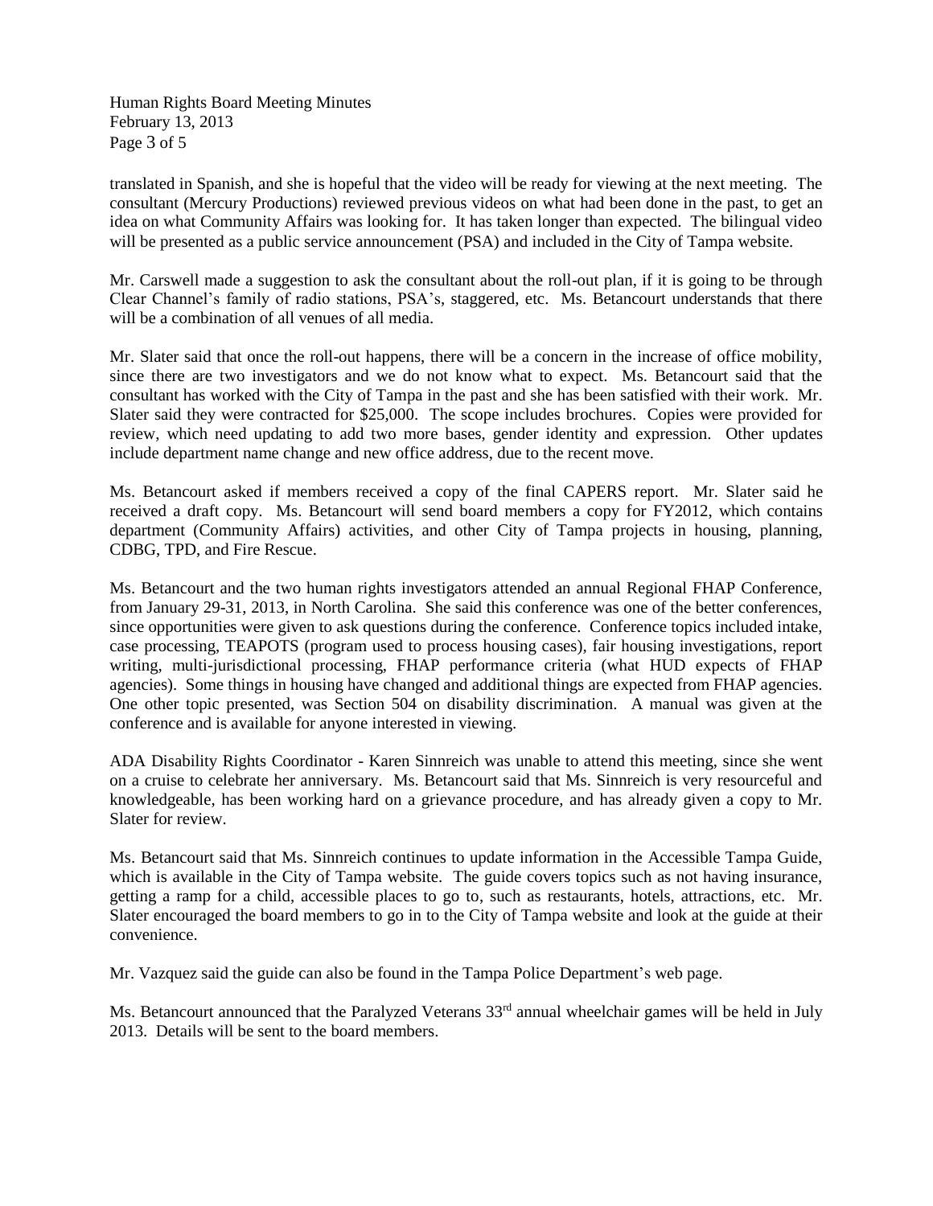translated in Spanish, and she is hopeful that the video will be ready for viewing at the next meeting. The consultant (Mercury Productions) reviewed previous videos on what had been done in the past, to get an idea on what Community Affairs was looking for. It has taken longer than expected. The bilingual video will be presented as a public service announcement (PSA) and included in the City of Tampa website.

Mr. Carswell made a suggestion to ask the consultant about the roll-out plan, if it is going to be through Clear Channel's family of radio stations, PSA's, staggered, etc. Ms. Betancourt understands that there will be a combination of all venues of all media.

Mr. Slater said that once the roll-out happens, there will be a concern in the increase of office mobility, since there are two investigators and we do not know what to expect. Ms. Betancourt said that the consultant has worked with the City of Tampa in the past and she has been satisfied with their work. Mr. Slater said they were contracted for $25,000. The scope includes brochures. Copies were provided for review, which need updating to add two more bases, gender identity and expression. Other updates include department name change and new office address, due to the recent move.

Ms. Betancourt asked if members received a copy of the final CAPERS report. Mr. Slater said he received a draft copy. Ms. Betancourt will send board members a copy for FY2012, which contains department (Community Affairs) activities, and other City of Tampa projects in housing, planning, CDBG, TPD, and Fire Rescue.

Ms. Betancourt and the two human rights investigators attended an annual Regional FHAP Conference, from January 29-31, 2013, in North Carolina. She said this conference was one of the better conferences, since opportunities were given to ask questions during the conference. Conference topics included intake, case processing, TEAPOTS (program used to process housing cases), fair housing investigations, report writing, multi-jurisdictional processing, FHAP performance criteria (what HUD expects of FHAP agencies). Some things in housing have changed and additional things are expected from FHAP agencies. One other topic presented, was Section 504 on disability discrimination. A manual was given at the conference and is available for anyone interested in viewing.

ADA Disability Rights Coordinator - Karen Sinnreich was unable to attend this meeting, since she went on a cruise to celebrate her anniversary. Ms. Betancourt said that Ms. Sinnreich is very resourceful and knowledgeable, has been working hard on a grievance procedure, and has already given a copy to Mr. Slater for review.

Ms. Betancourt said that Ms. Sinnreich continues to update information in the Accessible Tampa Guide, which is available in the City of Tampa website. The guide covers topics such as not having insurance, getting a ramp for a child, accessible places to go to, such as restaurants, hotels, attractions, etc. Mr. Slater encouraged the board members to go in to the City of Tampa website and look at the guide at their convenience.

Mr. Vazquez said the guide can also be found in the Tampa Police Department's web page.

Ms. Betancourt announced that the Paralyzed Veterans 33rd annual wheelchair games will be held in July 2013. Details will be sent to the board members.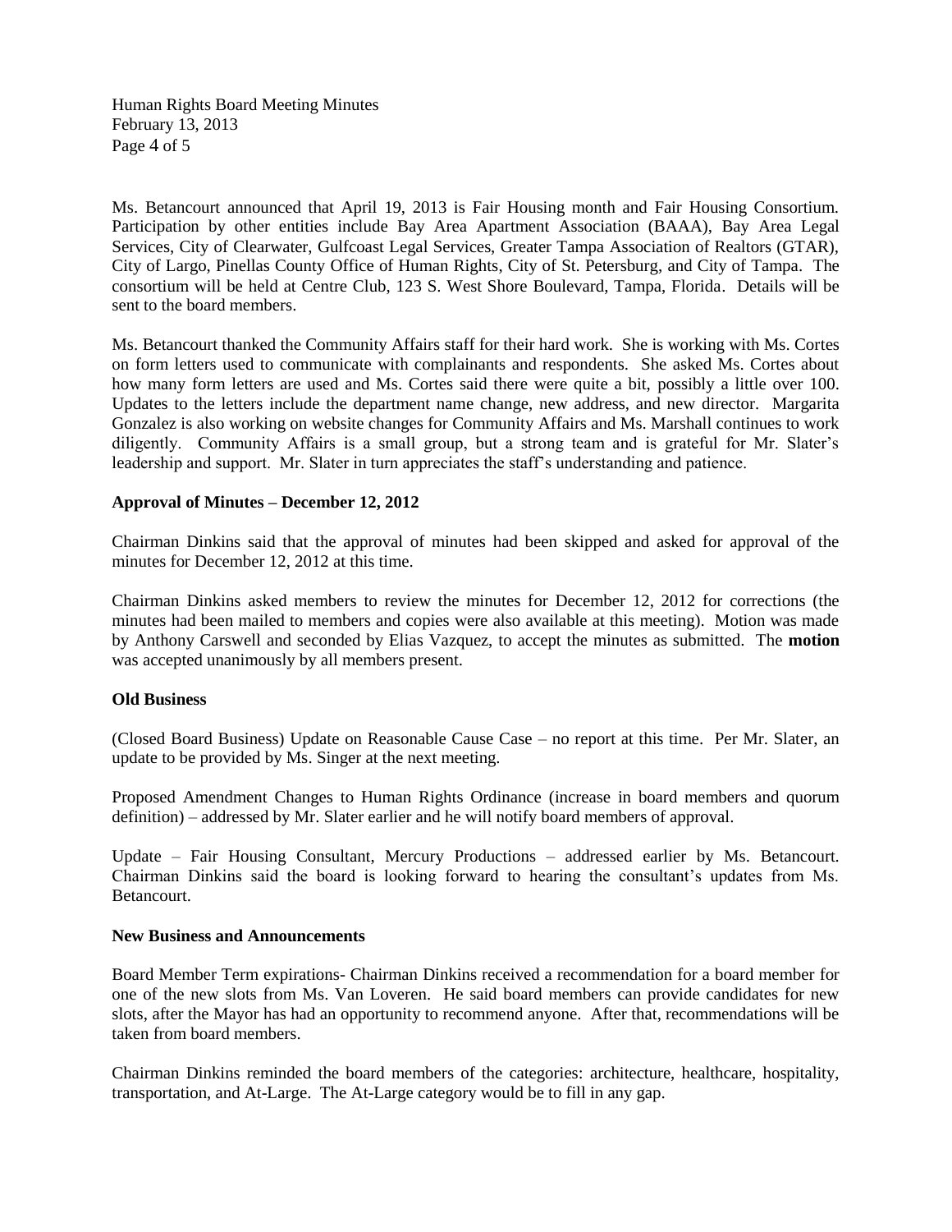Ms. Betancourt announced that April 19, 2013 is Fair Housing month and Fair Housing Consortium. Participation by other entities include Bay Area Apartment Association (BAAA), Bay Area Legal Services, City of Clearwater, Gulfcoast Legal Services, Greater Tampa Association of Realtors (GTAR), City of Largo, Pinellas County Office of Human Rights, City of St. Petersburg, and City of Tampa. The consortium will be held at Centre Club, 123 S. West Shore Boulevard, Tampa, Florida. Details will be sent to the board members.

Ms. Betancourt thanked the Community Affairs staff for their hard work. She is working with Ms. Cortes on form letters used to communicate with complainants and respondents. She asked Ms. Cortes about how many form letters are used and Ms. Cortes said there were quite a bit, possibly a little over 100. Updates to the letters include the department name change, new address, and new director. Margarita Gonzalez is also working on website changes for Community Affairs and Ms. Marshall continues to work diligently. Community Affairs is a small group, but a strong team and is grateful for Mr. Slater's leadership and support. Mr. Slater in turn appreciates the staff's understanding and patience.

**Approval of Minutes – December 12, 2012**

Chairman Dinkins said that the approval of minutes had been skipped and asked for approval of the minutes for December 12, 2012 at this time.

Chairman Dinkins asked members to review the minutes for December 12, 2012 for corrections (the minutes had been mailed to members and copies were also available at this meeting). Motion was made by Anthony Carswell and seconded by Elias Vazquez, to accept the minutes as submitted. The **motion** was accepted unanimously by all members present.

**Old Business**

(Closed Board Business) Update on Reasonable Cause Case – no report at this time. Per Mr. Slater, an update to be provided by Ms. Singer at the next meeting.

Proposed Amendment Changes to Human Rights Ordinance (increase in board members and quorum definition) – addressed by Mr. Slater earlier and he will notify board members of approval.

Update – Fair Housing Consultant, Mercury Productions – addressed earlier by Ms. Betancourt. Chairman Dinkins said the board is looking forward to hearing the consultant's updates from Ms. Betancourt.

**New Business and Announcements**

Board Member Term expirations- Chairman Dinkins received a recommendation for a board member for one of the new slots from Ms. Van Loveren. He said board members can provide candidates for new slots, after the Mayor has had an opportunity to recommend anyone. After that, recommendations will be taken from board members.

Chairman Dinkins reminded the board members of the categories: architecture, healthcare, hospitality, transportation, and At-Large. The At-Large category would be to fill in any gap.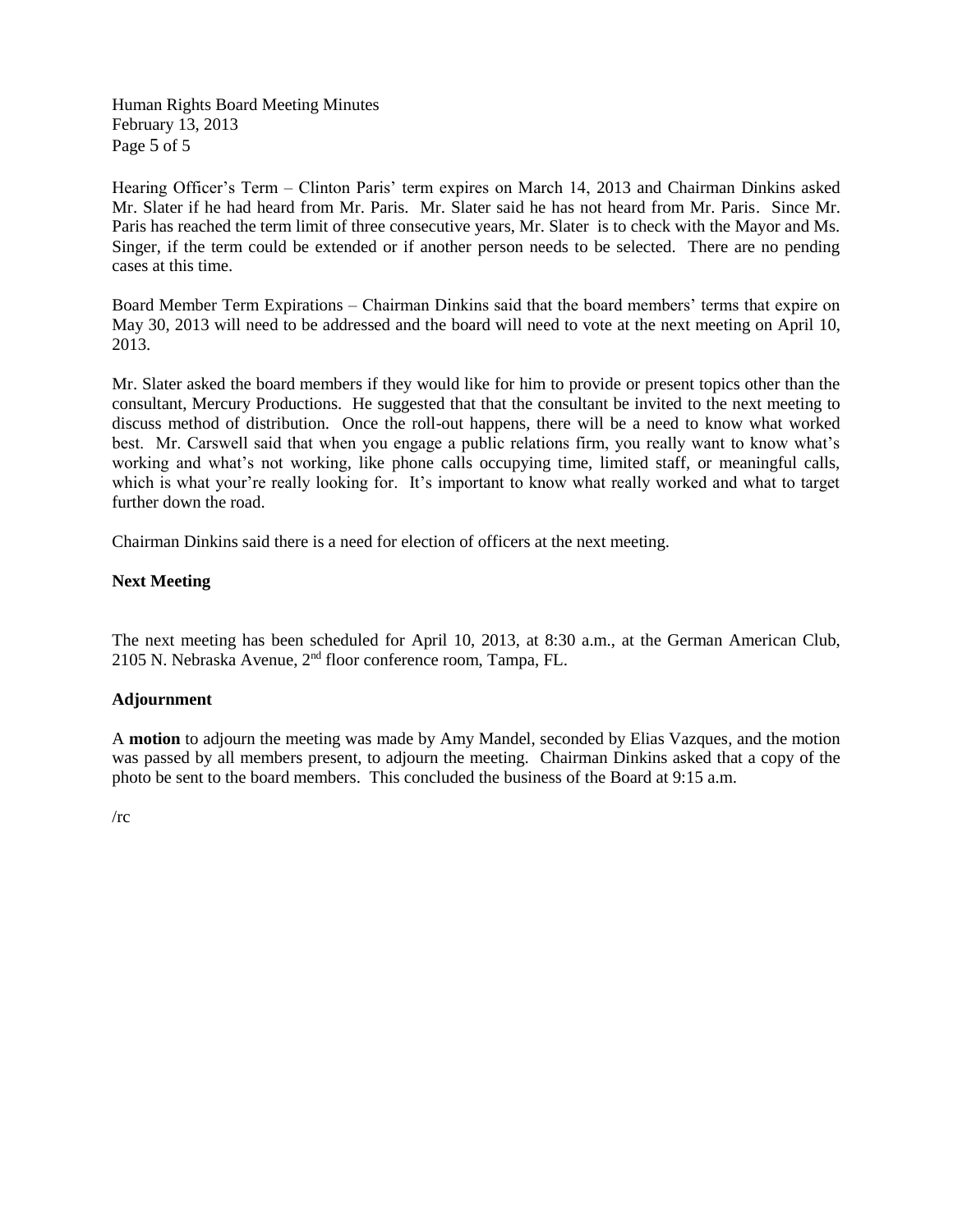Hearing Officer's Term – Clinton Paris' term expires on March 14, 2013 and Chairman Dinkins asked Mr. Slater if he had heard from Mr. Paris. Mr. Slater said he has not heard from Mr. Paris. Since Mr. Paris has reached the term limit of three consecutive years, Mr. Slater is to check with the Mayor and Ms. Singer, if the term could be extended or if another person needs to be selected. There are no pending cases at this time.

Board Member Term Expirations – Chairman Dinkins said that the board members' terms that expire on May 30, 2013 will need to be addressed and the board will need to vote at the next meeting on April 10, 2013.

Mr. Slater asked the board members if they would like for him to provide or present topics other than the consultant, Mercury Productions. He suggested that that the consultant be invited to the next meeting to discuss method of distribution. Once the roll-out happens, there will be a need to know what worked best. Mr. Carswell said that when you engage a public relations firm, you really want to know what's working and what's not working, like phone calls occupying time, limited staff, or meaningful calls, which is what your're really looking for. It's important to know what really worked and what to target further down the road.

Chairman Dinkins said there is a need for election of officers at the next meeting.

**Next Meeting**

The next meeting has been scheduled for April 10, 2013, at 8:30 a.m., at the German American Club, 2105 N. Nebraska Avenue, 2nd floor conference room, Tampa, FL.

**Adjournment**

A **motion** to adjourn the meeting was made by Amy Mandel, seconded by Elias Vazques, and the motion was passed by all members present, to adjourn the meeting. Chairman Dinkins asked that a copy of the photo be sent to the board members. This concluded the business of the Board at 9:15 a.m.

/rc